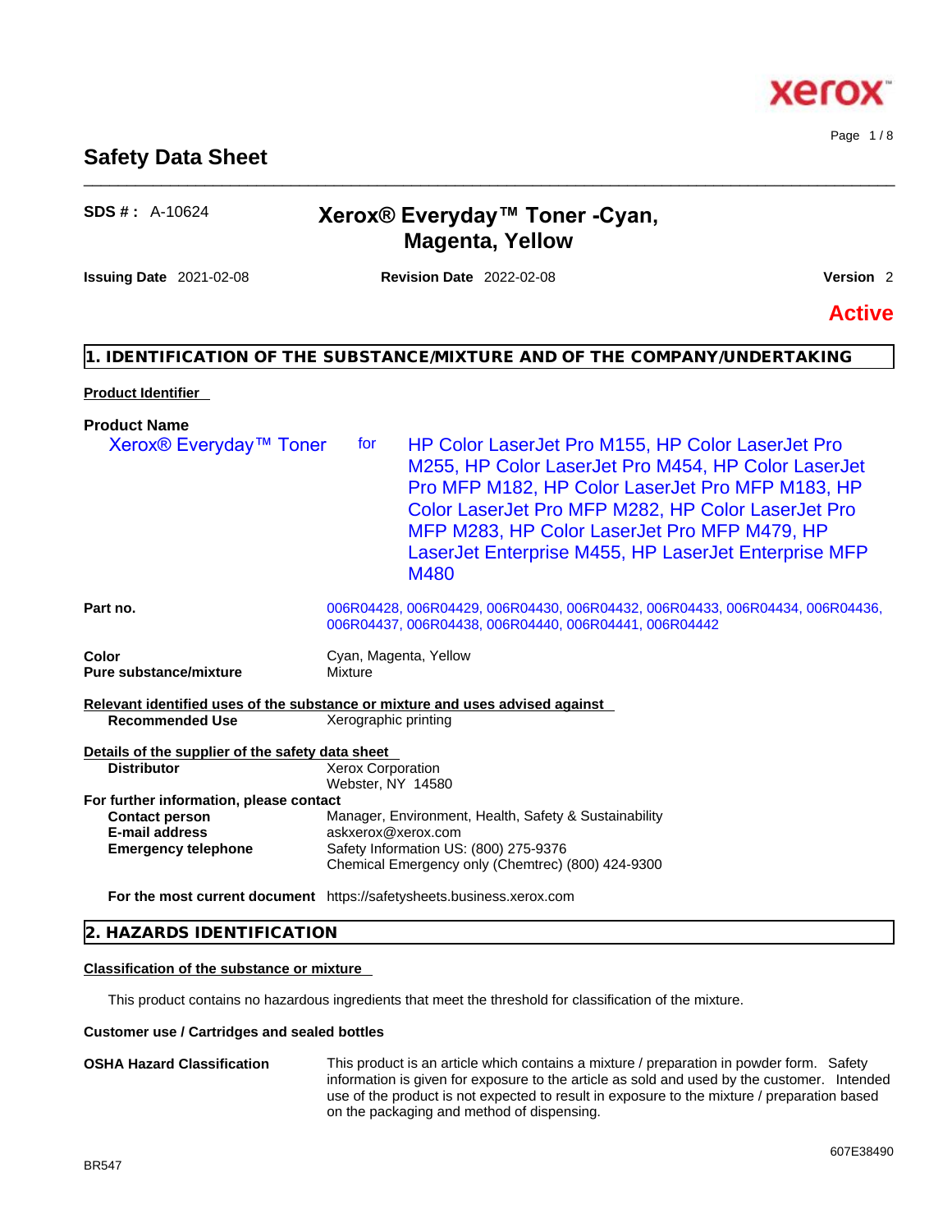# Safety Data Sheet

**SDS # :** A-10624

## Xerox® Everyday™ Toner -Cyan, Magenta, Yellow

**Issuing Date** 2021-02-08 **Revision Date** 2022-02-08 **Version** 2

**Active**

## 1. IDENTIFICATION OF THE SUBSTANCE/MIXTURE AND OF THE COMPANY/UNDERTAKING

**Product Identifier**

**Product Name**

Xerox® Everyday™ Toner for HP Color LaserJet Pro M155, HP Color LaserJet Pro M255, HP Color LaserJet Pro M454, HP Color LaserJet Pro MFP M182, HP Color LaserJet Pro MFP M183, HP Color LaserJet Pro MFP M282, HP Color LaserJet Pro MFP M283, HP Color LaserJet Pro MFP M479, HP LaserJet Enterprise M455, HP LaserJet Enterprise MFP M480

| | |
|---|---|
| **Part no.** | 006R04428, 006R04429, 006R04430, 006R04432, 006R04433, 006R04434, 006R04436, 006R04437, 006R04438, 006R04440, 006R04441, 006R04442 |
| **Color** | Cyan, Magenta, Yellow |
| **Pure substance/mixture** | Mixture |

**Relevant identified uses of the substance or mixture and uses advised against**

| | |
|---|---|
| **Recommended Use** | Xerographic printing |

**Details of the supplier of the safety data sheet**

| | |
|---|---|
| **Distributor** | Xerox Corporation<br>Webster, NY 14580 |

**For further information, please contact**

| | |
|---|---|
| **Contact person** | Manager, Environment, Health, Safety & Sustainability |
| **E-mail address** | askxerox@xerox.com |
| **Emergency telephone** | Safety Information US: (800) 275-9376<br>Chemical Emergency only (Chemtrec) (800) 424-9300 |
| **For the most current document** | https://safetysheets.business.xerox.com |

## 2. HAZARDS IDENTIFICATION

**Classification of the substance or mixture**

This product contains no hazardous ingredients that meet the threshold for classification of the mixture.

**Customer use / Cartridges and sealed bottles**

**OSHA Hazard Classification**

This product is an article which contains a mixture / preparation in powder form. Safety information is given for exposure to the article as sold and used by the customer. Intended use of the product is not expected to result in exposure to the mixture / preparation based on the packaging and method of dispensing.

BR547

607E38490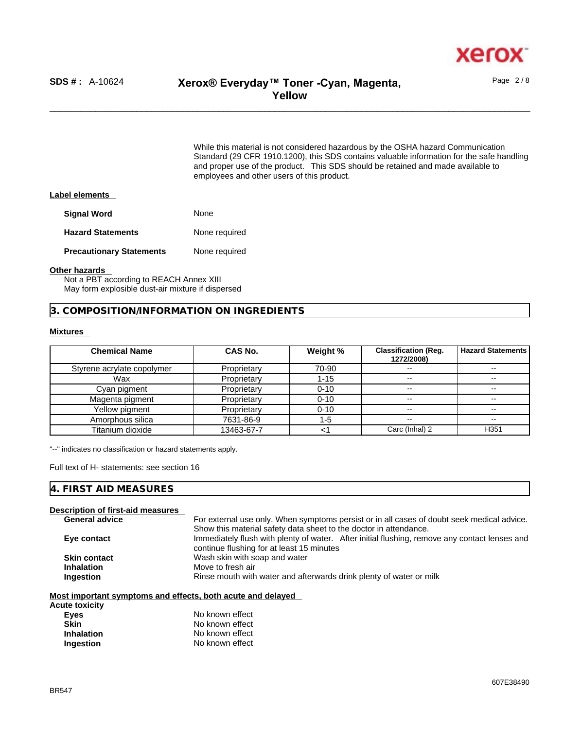While this material is not considered hazardous by the OSHA hazard Communication Standard (29 CFR 1910.1200), this SDS contains valuable information for the safe handling and proper use of the product. This SDS should be retained and made available to employees and other users of this product.

**Label elements**

| | |
|---|---|
| **Signal Word** | None |
| **Hazard Statements** | None required |
| **Precautionary Statements** | None required |

**Other hazards**

Not a PBT according to REACH Annex XIII
May form explosive dust-air mixture if dispersed

## 3. COMPOSITION/INFORMATION ON INGREDIENTS

**Mixtures**

| Chemical Name | CAS No. | Weight % | Classification (Reg. 1272/2008) | Hazard Statements |
|---|---|---|---|---|
| Styrene acrylate copolymer | Proprietary | 70-90 | -- | -- |
| Wax | Proprietary | 1-15 | -- | -- |
| Cyan pigment | Proprietary | 0-10 | -- | -- |
| Magenta pigment | Proprietary | 0-10 | -- | -- |
| Yellow pigment | Proprietary | 0-10 | -- | -- |
| Amorphous silica | 7631-86-9 | 1-5 | -- | -- |
| Titanium dioxide | 13463-67-7 | <1 | Carc (Inhal) 2 | H351 |

"--" indicates no classification or hazard statements apply.

Full text of H- statements: see section 16

## 4. FIRST AID MEASURES

**Description of first-aid measures**

| | |
|---|---|
| **General advice** | For external use only. When symptoms persist or in all cases of doubt seek medical advice. Show this material safety data sheet to the doctor in attendance. |
| **Eye contact** | Immediately flush with plenty of water. After initial flushing, remove any contact lenses and continue flushing for at least 15 minutes |
| **Skin contact** | Wash skin with soap and water |
| **Inhalation** | Move to fresh air |
| **Ingestion** | Rinse mouth with water and afterwards drink plenty of water or milk |

**Most important symptoms and effects, both acute and delayed**

**Acute toxicity**

| | |
|---|---|
| **Eyes** | No known effect |
| **Skin** | No known effect |
| **Inhalation** | No known effect |
| **Ingestion** | No known effect |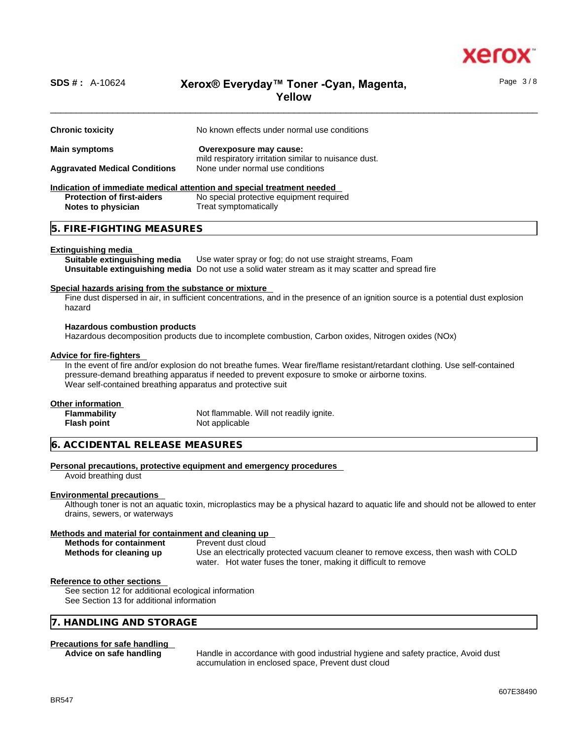**Chronic toxicity** No known effects under normal use conditions

**Main symptoms** **Overexposure may cause:**
mild respiratory irritation similar to nuisance dust.

**Aggravated Medical Conditions** None under normal use conditions

**Indication of immediate medical attention and special treatment needed**

**Protection of first-aiders** No special protective equipment required

**Notes to physician** Treat symptomatically

## 5. FIRE-FIGHTING MEASURES

**Extinguishing media**

**Suitable extinguishing media** Use water spray or fog; do not use straight streams, Foam

**Unsuitable extinguishing media** Do not use a solid water stream as it may scatter and spread fire

**Special hazards arising from the substance or mixture**

Fine dust dispersed in air, in sufficient concentrations, and in the presence of an ignition source is a potential dust explosion hazard

**Hazardous combustion products**

Hazardous decomposition products due to incomplete combustion, Carbon oxides, Nitrogen oxides (NOx)

**Advice for fire-fighters**

In the event of fire and/or explosion do not breathe fumes. Wear fire/flame resistant/retardant clothing. Use self-contained pressure-demand breathing apparatus if needed to prevent exposure to smoke or airborne toxins.
Wear self-contained breathing apparatus and protective suit

**Other information**

**Flammability** Not flammable. Will not readily ignite.

**Flash point** Not applicable

## 6. ACCIDENTAL RELEASE MEASURES

**Personal precautions, protective equipment and emergency procedures**

Avoid breathing dust

**Environmental precautions**

Although toner is not an aquatic toxin, microplastics may be a physical hazard to aquatic life and should not be allowed to enter drains, sewers, or waterways

**Methods and material for containment and cleaning up**

**Methods for containment** Prevent dust cloud

**Methods for cleaning up** Use an electrically protected vacuum cleaner to remove excess, then wash with COLD water. Hot water fuses the toner, making it difficult to remove

**Reference to other sections**

See section 12 for additional ecological information
See Section 13 for additional information

## 7. HANDLING AND STORAGE

**Precautions for safe handling**

**Advice on safe handling** Handle in accordance with good industrial hygiene and safety practice, Avoid dust accumulation in enclosed space, Prevent dust cloud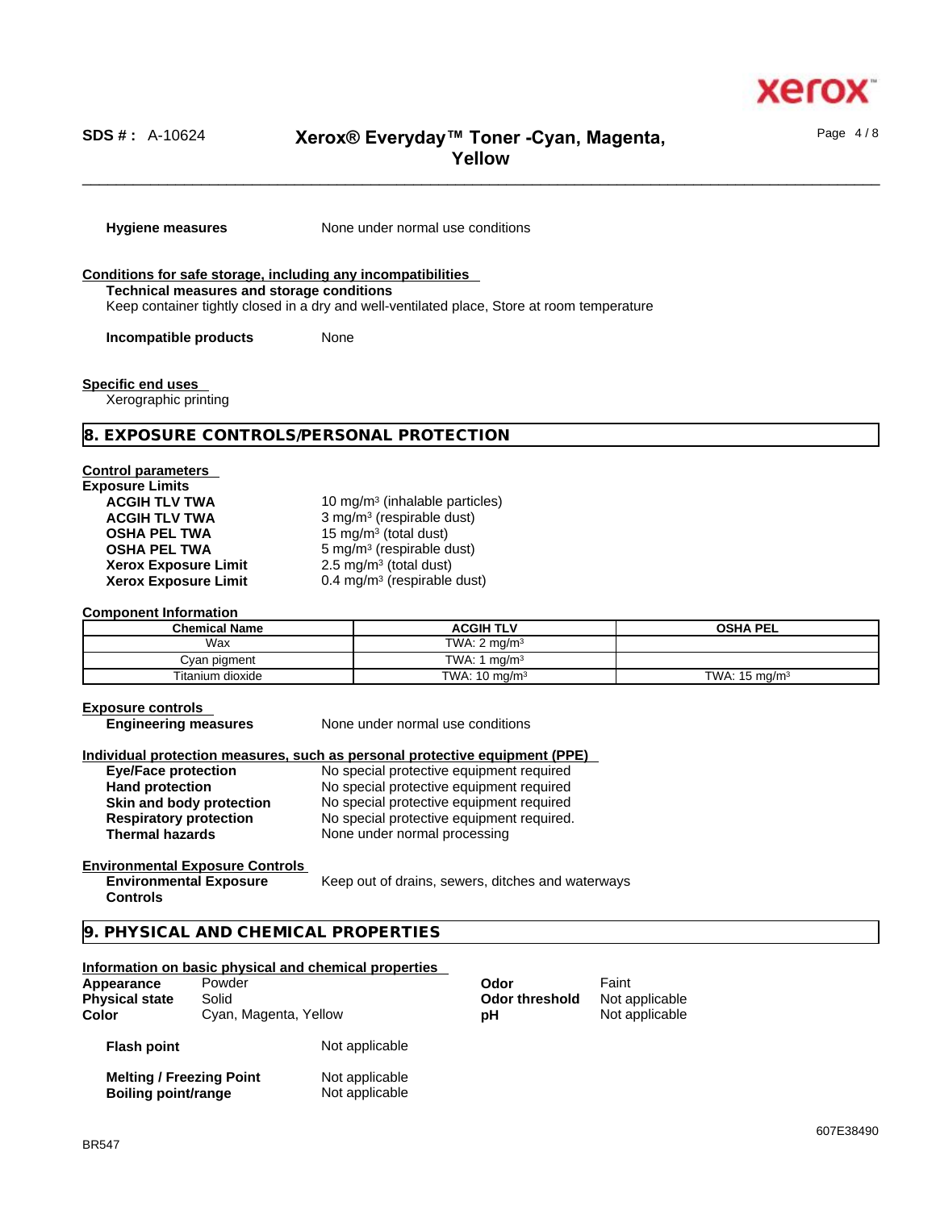**Hygiene measures** None under normal use conditions

**Conditions for safe storage, including any incompatibilities**

**Technical measures and storage conditions**

Keep container tightly closed in a dry and well-ventilated place, Store at room temperature

**Incompatible products** None

**Specific end uses**

Xerographic printing

## 8. EXPOSURE CONTROLS/PERSONAL PROTECTION

**Control parameters**

**Exposure Limits**

| | |
|---|---|
| **ACGIH TLV TWA** | 10 mg/m³ (inhalable particles) |
| **ACGIH TLV TWA** | 3 mg/m³ (respirable dust) |
| **OSHA PEL TWA** | 15 mg/m³ (total dust) |
| **OSHA PEL TWA** | 5 mg/m³ (respirable dust) |
| **Xerox Exposure Limit** | 2.5 mg/m³ (total dust) |
| **Xerox Exposure Limit** | 0.4 mg/m³ (respirable dust) |

**Component Information**

| Chemical Name | ACGIH TLV | OSHA PEL |
|---|---|---|
| Wax | TWA: 2 mg/m³ | |
| Cyan pigment | TWA: 1 mg/m³ | |
| Titanium dioxide | TWA: 10 mg/m³ | TWA: 15 mg/m³ |

**Exposure controls**

**Engineering measures** None under normal use conditions

**Individual protection measures, such as personal protective equipment (PPE)**

| | |
|---|---|
| **Eye/Face protection** | No special protective equipment required |
| **Hand protection** | No special protective equipment required |
| **Skin and body protection** | No special protective equipment required |
| **Respiratory protection** | No special protective equipment required. |
| **Thermal hazards** | None under normal processing |

**Environmental Exposure Controls**

**Environmental Exposure Controls** Keep out of drains, sewers, ditches and waterways

## 9. PHYSICAL AND CHEMICAL PROPERTIES

**Information on basic physical and chemical properties**

| | | | |
|---|---|---|---|
| **Appearance** | Powder | **Odor** | Faint |
| **Physical state** | Solid | **Odor threshold** | Not applicable |
| **Color** | Cyan, Magenta, Yellow | **pH** | Not applicable |

**Flash point** Not applicable

**Melting / Freezing Point** Not applicable

**Boiling point/range** Not applicable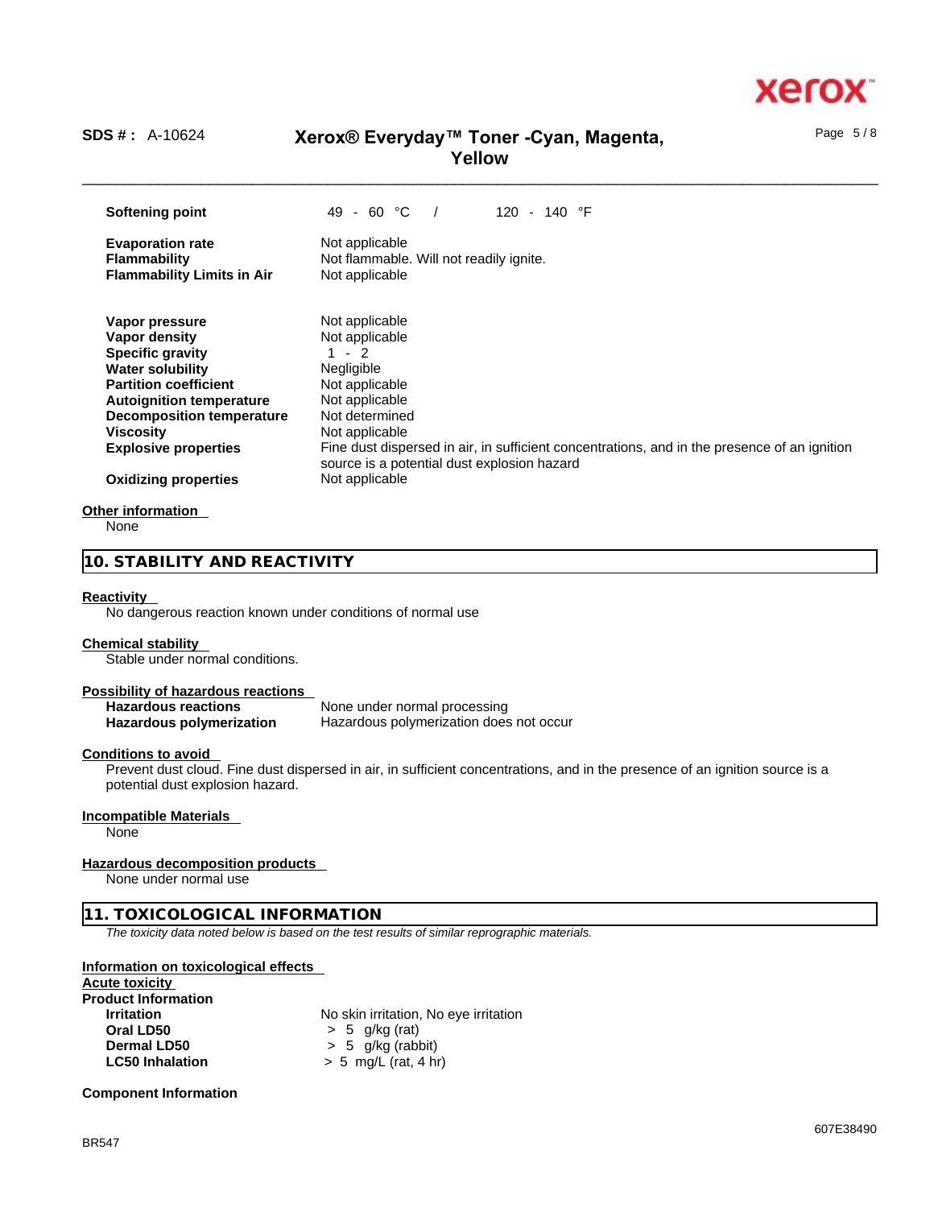| | |
|---|---|
| **Softening point** | 49 - 60 °C / 120 - 140 °F |
| **Evaporation rate** | Not applicable |
| **Flammability** | Not flammable. Will not readily ignite. |
| **Flammability Limits in Air** | Not applicable |
| **Vapor pressure** | Not applicable |
| **Vapor density** | Not applicable |
| **Specific gravity** | 1 - 2 |
| **Water solubility** | Negligible |
| **Partition coefficient** | Not applicable |
| **Autoignition temperature** | Not applicable |
| **Decomposition temperature** | Not determined |
| **Viscosity** | Not applicable |
| **Explosive properties** | Fine dust dispersed in air, in sufficient concentrations, and in the presence of an ignition source is a potential dust explosion hazard |
| **Oxidizing properties** | Not applicable |

**Other information**

None

## 10. STABILITY AND REACTIVITY

**Reactivity**

No dangerous reaction known under conditions of normal use

**Chemical stability**

Stable under normal conditions.

**Possibility of hazardous reactions**

| | |
|---|---|
| **Hazardous reactions** | None under normal processing |
| **Hazardous polymerization** | Hazardous polymerization does not occur |

**Conditions to avoid**

Prevent dust cloud. Fine dust dispersed in air, in sufficient concentrations, and in the presence of an ignition source is a potential dust explosion hazard.

**Incompatible Materials**

None

**Hazardous decomposition products**

None under normal use

## 11. TOXICOLOGICAL INFORMATION

*The toxicity data noted below is based on the test results of similar reprographic materials.*

**Information on toxicological effects**

**Acute toxicity**

**Product Information**

| | |
|---|---|
| **Irritation** | No skin irritation, No eye irritation |
| **Oral LD50** | > 5 g/kg (rat) |
| **Dermal LD50** | > 5 g/kg (rabbit) |
| **LC50 Inhalation** | > 5 mg/L (rat, 4 hr) |

**Component Information**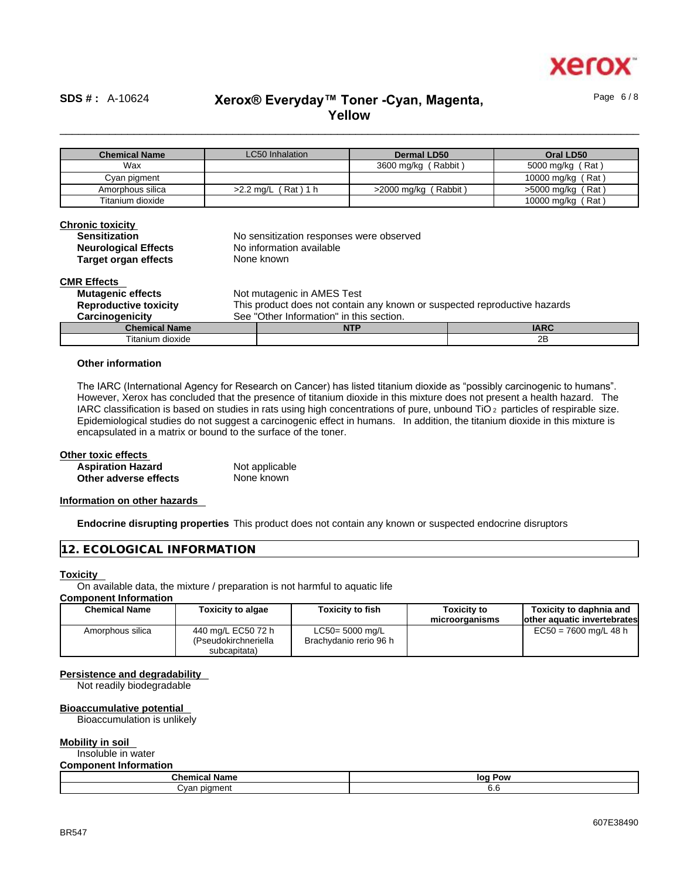| Chemical Name | LC50 Inhalation | Dermal LD50 | Oral LD50 |
|---|---|---|---|
| Wax | | 3600 mg/kg ( Rabbit ) | 5000 mg/kg ( Rat ) |
| Cyan pigment | | | 10000 mg/kg ( Rat ) |
| Amorphous silica | >2.2 mg/L ( Rat ) 1 h | >2000 mg/kg ( Rabbit ) | >5000 mg/kg ( Rat ) |
| Titanium dioxide | | | 10000 mg/kg ( Rat ) |

**Chronic toxicity**

**Sensitization** No sensitization responses were observed
**Neurological Effects** No information available
**Target organ effects** None known

**CMR Effects**

**Mutagenic effects** Not mutagenic in AMES Test
**Reproductive toxicity** This product does not contain any known or suspected reproductive hazards
**Carcinogenicity** See "Other Information" in this section.

| Chemical Name | NTP | IARC |
|---|---|---|
| Titanium dioxide | | 2B |

**Other information**

The IARC (International Agency for Research on Cancer) has listed titanium dioxide as "possibly carcinogenic to humans". However, Xerox has concluded that the presence of titanium dioxide in this mixture does not present a health hazard. The IARC classification is based on studies in rats using high concentrations of pure, unbound $TiO_2$ particles of respirable size. Epidemiological studies do not suggest a carcinogenic effect in humans. In addition, the titanium dioxide in this mixture is encapsulated in a matrix or bound to the surface of the toner.

**Other toxic effects**

**Aspiration Hazard** Not applicable
**Other adverse effects** None known

**Information on other hazards**

**Endocrine disrupting properties** This product does not contain any known or suspected endocrine disruptors

## 12. ECOLOGICAL INFORMATION

**Toxicity**

On available data, the mixture / preparation is not harmful to aquatic life

**Component Information**

| Chemical Name | Toxicity to algae | Toxicity to fish | Toxicity to microorganisms | Toxicity to daphnia and other aquatic invertebrates |
|---|---|---|---|---|
| Amorphous silica | 440 mg/L EC50 72 h (Pseudokirchneriella subcapitata) | LC50= 5000 mg/L Brachydanio rerio 96 h | | EC50 = 7600 mg/L 48 h |

**Persistence and degradability**

Not readily biodegradable

**Bioaccumulative potential**

Bioaccumulation is unlikely

**Mobility in soil**

Insoluble in water

**Component Information**

| Chemical Name | log Pow |
|---|---|
| Cyan pigment | 6.6 |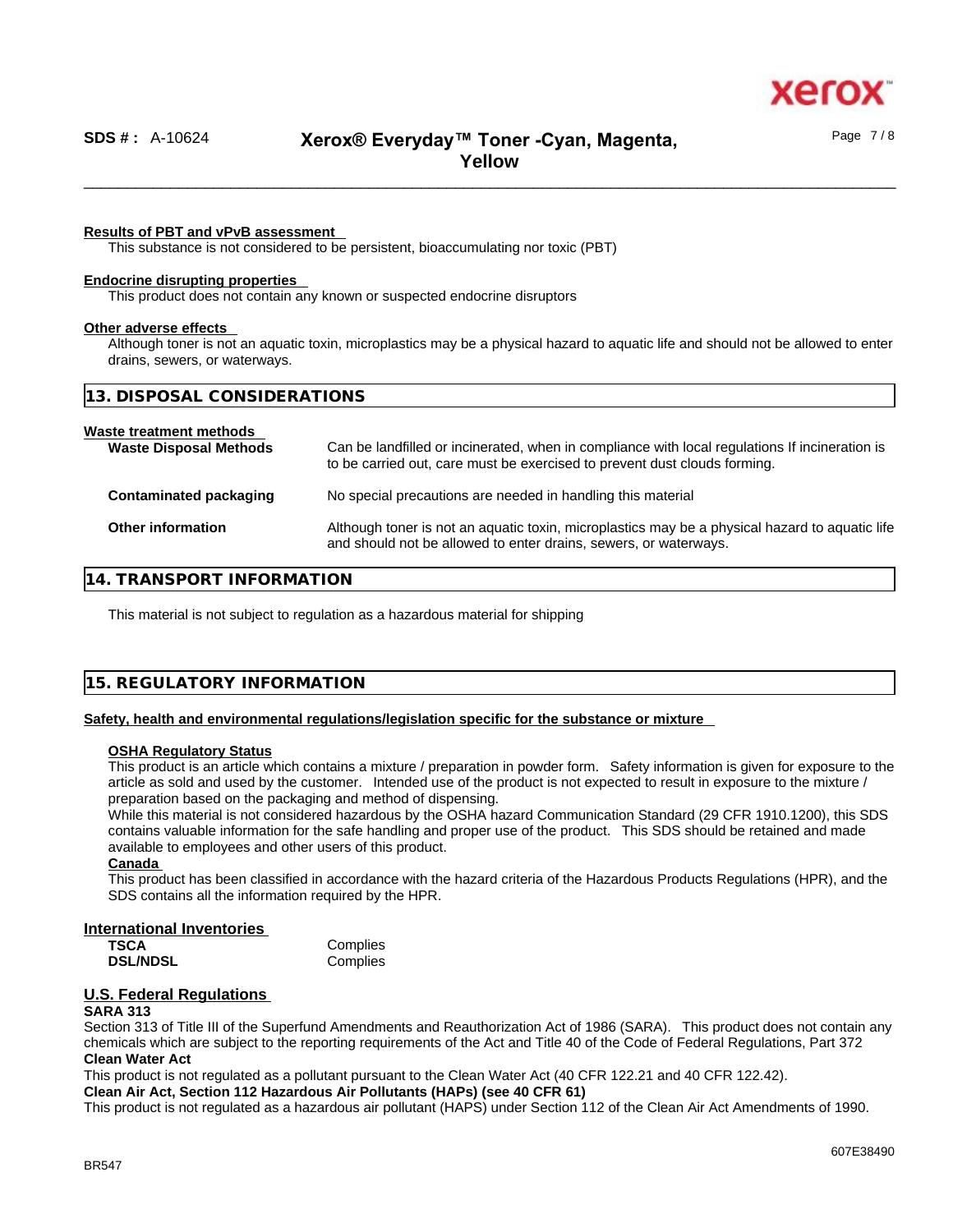**Results of PBT and vPvB assessment**

This substance is not considered to be persistent, bioaccumulating nor toxic (PBT)

**Endocrine disrupting properties**

This product does not contain any known or suspected endocrine disruptors

**Other adverse effects**

Although toner is not an aquatic toxin, microplastics may be a physical hazard to aquatic life and should not be allowed to enter drains, sewers, or waterways.

## 13. DISPOSAL CONSIDERATIONS

**Waste treatment methods**

| | |
|---|---|
| **Waste Disposal Methods** | Can be landfilled or incinerated, when in compliance with local regulations If incineration is to be carried out, care must be exercised to prevent dust clouds forming. |
| **Contaminated packaging** | No special precautions are needed in handling this material |
| **Other information** | Although toner is not an aquatic toxin, microplastics may be a physical hazard to aquatic life and should not be allowed to enter drains, sewers, or waterways. |

## 14. TRANSPORT INFORMATION

This material is not subject to regulation as a hazardous material for shipping

## 15. REGULATORY INFORMATION

**Safety, health and environmental regulations/legislation specific for the substance or mixture**

**OSHA Regulatory Status**

This product is an article which contains a mixture / preparation in powder form. Safety information is given for exposure to the article as sold and used by the customer. Intended use of the product is not expected to result in exposure to the mixture / preparation based on the packaging and method of dispensing.

While this material is not considered hazardous by the OSHA hazard Communication Standard (29 CFR 1910.1200), this SDS contains valuable information for the safe handling and proper use of the product. This SDS should be retained and made available to employees and other users of this product.

**Canada**

This product has been classified in accordance with the hazard criteria of the Hazardous Products Regulations (HPR), and the SDS contains all the information required by the HPR.

**International Inventories**

| | |
|---|---|
| **TSCA** | Complies |
| **DSL/NDSL** | Complies |

**U.S. Federal Regulations**

**SARA 313**

Section 313 of Title III of the Superfund Amendments and Reauthorization Act of 1986 (SARA). This product does not contain any chemicals which are subject to the reporting requirements of the Act and Title 40 of the Code of Federal Regulations, Part 372

**Clean Water Act**

This product is not regulated as a pollutant pursuant to the Clean Water Act (40 CFR 122.21 and 40 CFR 122.42).

**Clean Air Act, Section 112 Hazardous Air Pollutants (HAPs) (see 40 CFR 61)**

This product is not regulated as a hazardous air pollutant (HAPS) under Section 112 of the Clean Air Act Amendments of 1990.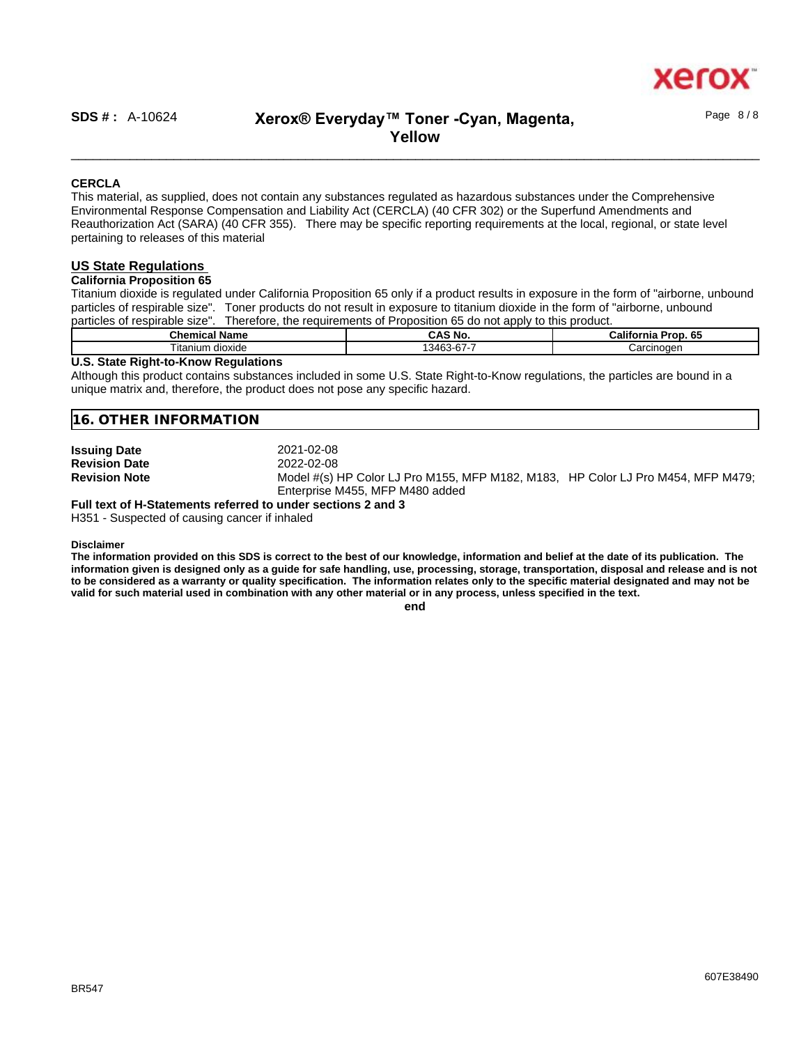### CERCLA

This material, as supplied, does not contain any substances regulated as hazardous substances under the Comprehensive Environmental Response Compensation and Liability Act (CERCLA) (40 CFR 302) or the Superfund Amendments and Reauthorization Act (SARA) (40 CFR 355). There may be specific reporting requirements at the local, regional, or state level pertaining to releases of this material

## US State Regulations

### California Proposition 65

Titanium dioxide is regulated under California Proposition 65 only if a product results in exposure in the form of "airborne, unbound particles of respirable size". Toner products do not result in exposure to titanium dioxide in the form of "airborne, unbound particles of respirable size". Therefore, the requirements of Proposition 65 do not apply to this product.

| Chemical Name | CAS No. | California Prop. 65 |
|---|---|---|
| Titanium dioxide | 13463-67-7 | Carcinogen |

### U.S. State Right-to-Know Regulations

Although this product contains substances included in some U.S. State Right-to-Know regulations, the particles are bound in a unique matrix and, therefore, the product does not pose any specific hazard.

## 16. OTHER INFORMATION

**Issuing Date** 2021-02-08

**Revision Date** 2022-02-08

**Revision Note** Model #(s) HP Color LJ Pro M155, MFP M182, M183, HP Color LJ Pro M454, MFP M479; Enterprise M455, MFP M480 added

**Full text of H-Statements referred to under sections 2 and 3**

H351 - Suspected of causing cancer if inhaled

**Disclaimer**

**The information provided on this SDS is correct to the best of our knowledge, information and belief at the date of its publication. The information given is designed only as a guide for safe handling, use, processing, storage, transportation, disposal and release and is not to be considered as a warranty or quality specification. The information relates only to the specific material designated and may not be valid for such material used in combination with any other material or in any process, unless specified in the text.**

**end**